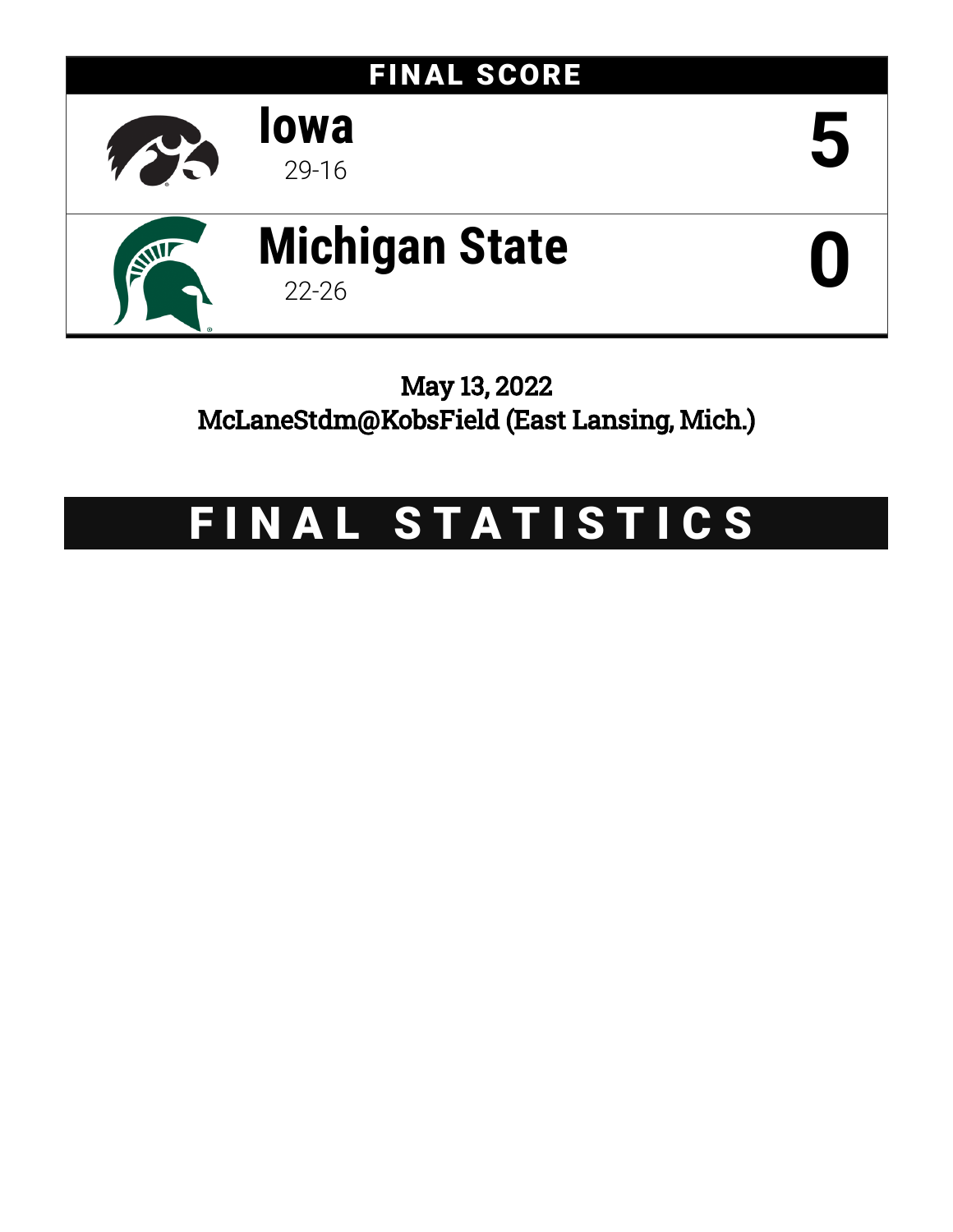# FINAL SCORE

| Team | Record | Score |
|---|---|---|
| **Iowa** | 29-16 | **5** |
| **Michigan State** | 22-26 | **0** |

May 13, 2022
McLaneStdm@KobsField (East Lansing, Mich.)

# FINAL STATISTICS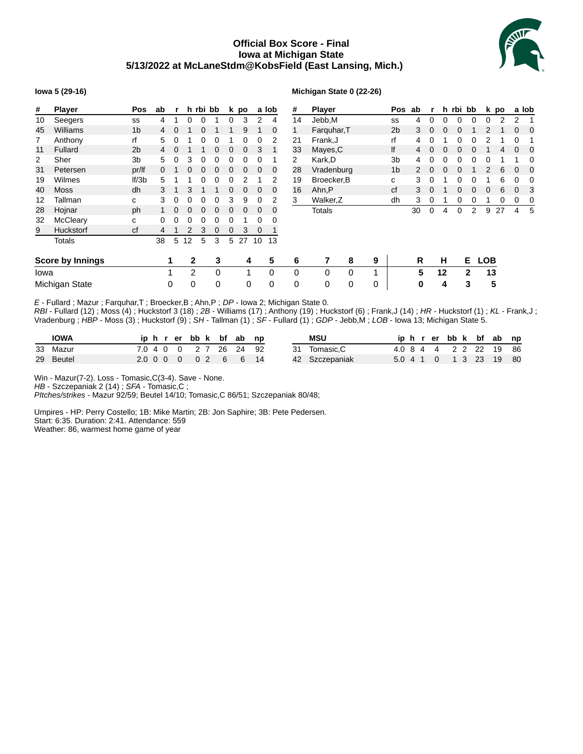# Official Box Score - Final
## Iowa at Michigan State
## 5/13/2022 at McLaneStdm@KobsField (East Lansing, Mich.)

**Iowa 5 (29-16)**

| # | Player | Pos | ab | r | h | rbi | bb | k | po | a | lob |
|---|---|---|---|---|---|---|---|---|---|---|---|
| 10 | Seegers | ss | 4 | 1 | 0 | 0 | 1 | 0 | 3 | 2 | 4 |
| 45 | Williams | 1b | 4 | 0 | 1 | 0 | 1 | 1 | 9 | 1 | 0 |
| 7 | Anthony | rf | 5 | 0 | 1 | 0 | 0 | 1 | 0 | 0 | 2 |
| 11 | Fullard | 2b | 4 | 0 | 1 | 1 | 0 | 0 | 0 | 3 | 1 |
| 2 | Sher | 3b | 5 | 0 | 3 | 0 | 0 | 0 | 0 | 0 | 1 |
| 31 | Petersen | pr/lf | 0 | 1 | 0 | 0 | 0 | 0 | 0 | 0 | 0 |
| 19 | Wilmes | lf/3b | 5 | 1 | 1 | 0 | 0 | 0 | 2 | 1 | 2 |
| 40 | Moss | dh | 3 | 1 | 3 | 1 | 1 | 0 | 0 | 0 | 0 |
| 12 | Tallman | c | 3 | 0 | 0 | 0 | 0 | 3 | 9 | 0 | 2 |
| 28 | Hojnar | ph | 1 | 0 | 0 | 0 | 0 | 0 | 0 | 0 | 0 |
| 32 | McCleary | c | 0 | 0 | 0 | 0 | 0 | 0 | 1 | 0 | 0 |
| 9 | Huckstorf | cf | 4 | 1 | 2 | 3 | 0 | 0 | 3 | 0 | 1 |
| | Totals | | 38 | 5 | 12 | 5 | 3 | 5 | 27 | 10 | 13 |

**Michigan State 0 (22-26)**

| # | Player | Pos | ab | r | h | rbi | bb | k | po | a | lob |
|---|---|---|---|---|---|---|---|---|---|---|---|
| 14 | Jebb,M | ss | 4 | 0 | 0 | 0 | 0 | 0 | 2 | 2 | 1 |
| 1 | Farquhar,T | 2b | 3 | 0 | 0 | 0 | 1 | 2 | 1 | 0 | 0 |
| 21 | Frank,J | rf | 4 | 0 | 1 | 0 | 0 | 2 | 1 | 0 | 1 |
| 33 | Mayes,C | lf | 4 | 0 | 0 | 0 | 0 | 1 | 4 | 0 | 0 |
| 2 | Kark,D | 3b | 4 | 0 | 0 | 0 | 0 | 0 | 1 | 1 | 0 |
| 28 | Vradenburg | 1b | 2 | 0 | 0 | 0 | 1 | 2 | 6 | 0 | 0 |
| 19 | Broecker,B | c | 3 | 0 | 1 | 0 | 0 | 1 | 6 | 0 | 0 |
| 16 | Ahn,P | cf | 3 | 0 | 1 | 0 | 0 | 0 | 6 | 0 | 3 |
| 3 | Walker,Z | dh | 3 | 0 | 1 | 0 | 0 | 1 | 0 | 0 | 0 |
| | Totals | | 30 | 0 | 4 | 0 | 2 | 9 | 27 | 4 | 5 |

| Score by Innings | 1 | 2 | 3 | 4 | 5 | 6 | 7 | 8 | 9 | R | H | E | LOB |
|---|---|---|---|---|---|---|---|---|---|---|---|---|---|
| Iowa | 1 | 2 | 0 | 1 | 0 | 0 | 0 | 0 | 1 | 5 | 12 | 2 | 13 |
| Michigan State | 0 | 0 | 0 | 0 | 0 | 0 | 0 | 0 | 0 | 0 | 4 | 3 | 5 |

*E* - Fullard ; Mazur ; Farquhar,T ; Broecker,B ; Ahn,P ; *DP* - Iowa 2; Michigan State 0.
*RBI* - Fullard (12) ; Moss (4) ; Huckstorf 3 (18) ; *2B* - Williams (17) ; Anthony (19) ; Huckstorf (6) ; Frank,J (14) ; *HR* - Huckstorf (1) ; *KL* - Frank,J ; Vradenburg ; *HBP* - Moss (3) ; Huckstorf (9) ; *SH* - Tallman (1) ; *SF* - Fullard (1) ; *GDP* - Jebb,M ; *LOB* - Iowa 13; Michigan State 5.

| | IOWA | ip | h | r | er | bb | k | bf | ab | np |
|---|---|---|---|---|---|---|---|---|---|---|
| 33 | Mazur | 7.0 | 4 | 0 | 0 | 2 | 7 | 26 | 24 | 92 |
| 29 | Beutel | 2.0 | 0 | 0 | 0 | 0 | 2 | 6 | 6 | 14 |

| | MSU | ip | h | r | er | bb | k | bf | ab | np |
|---|---|---|---|---|---|---|---|---|---|---|
| 31 | Tomasic,C | 4.0 | 8 | 4 | 4 | 2 | 2 | 22 | 19 | 86 |
| 42 | Szczepaniak | 5.0 | 4 | 1 | 0 | 1 | 3 | 23 | 19 | 80 |

Win - Mazur(7-2). Loss - Tomasic,C(3-4). Save - None.
*HB* - Szczepaniak 2 (14) ; *SFA* - Tomasic,C ;
*PItches/strikes* - Mazur 92/59; Beutel 14/10; Tomasic,C 86/51; Szczepaniak 80/48;

Umpires - HP: Perry Costello; 1B: Mike Martin; 2B: Jon Saphire; 3B: Pete Pedersen.
Start: 6:35. Duration: 2:41. Attendance: 559
Weather: 86, warmest home game of year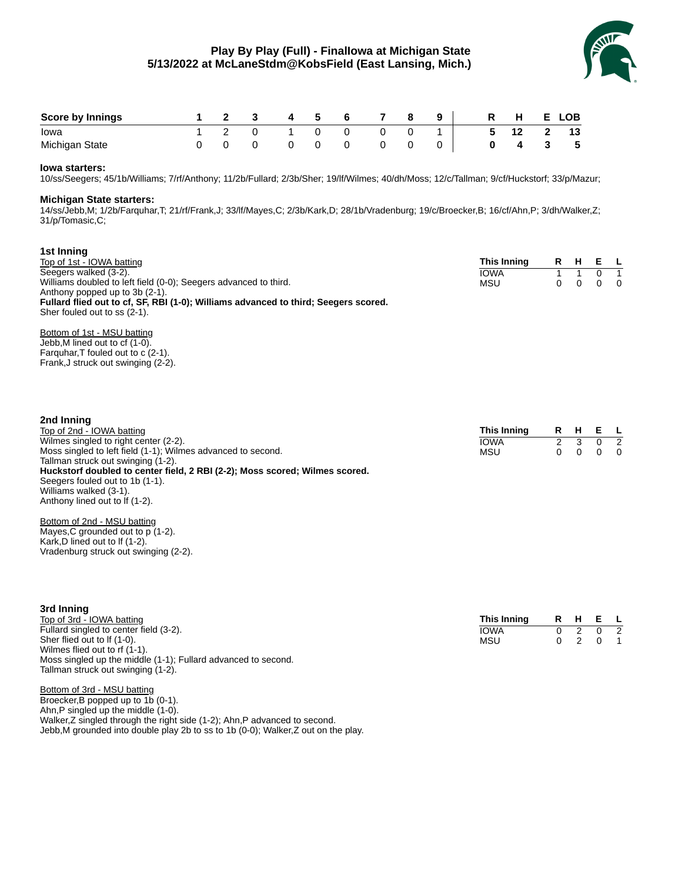# Play By Play (Full) - FinalIowa at Michigan State
## 5/13/2022 at McLaneStdm@KobsField (East Lansing, Mich.)

| Score by Innings | 1 | 2 | 3 | 4 | 5 | 6 | 7 | 8 | 9 | R | H | E | LOB |
|---|---|---|---|---|---|---|---|---|---|---|---|---|---|
| Iowa | 1 | 2 | 0 | 1 | 0 | 0 | 0 | 0 | 1 | **5** | **12** | **2** | **13** |
| Michigan State | 0 | 0 | 0 | 0 | 0 | 0 | 0 | 0 | 0 | **0** | **4** | **3** | **5** |

**Iowa starters:**
10/ss/Seegers; 45/1b/Williams; 7/rf/Anthony; 11/2b/Fullard; 2/3b/Sher; 19/lf/Wilmes; 40/dh/Moss; 12/c/Tallman; 9/cf/Huckstorf; 33/p/Mazur;

**Michigan State starters:**
14/ss/Jebb,M; 1/2b/Farquhar,T; 21/rf/Frank,J; 33/lf/Mayes,C; 2/3b/Kark,D; 28/1b/Vradenburg; 19/c/Broecker,B; 16/cf/Ahn,P; 3/dh/Walker,Z; 31/p/Tomasic,C;

### 1st Inning

Top of 1st - IOWA batting
Seegers walked (3-2).
Williams doubled to left field (0-0); Seegers advanced to third.
Anthony popped up to 3b (2-1).
**Fullard flied out to cf, SF, RBI (1-0); Williams advanced to third; Seegers scored.**
Sher fouled out to ss (2-1).

Bottom of 1st - MSU batting
Jebb,M lined out to cf (1-0).
Farquhar,T fouled out to c (2-1).
Frank,J struck out swinging (2-2).

| This Inning | R | H | E | L |
|---|---|---|---|---|
| IOWA | 1 | 1 | 0 | 1 |
| MSU | 0 | 0 | 0 | 0 |

### 2nd Inning

Top of 2nd - IOWA batting
Wilmes singled to right center (2-2).
Moss singled to left field (1-1); Wilmes advanced to second.
Tallman struck out swinging (1-2).
**Huckstorf doubled to center field, 2 RBI (2-2); Moss scored; Wilmes scored.**
Seegers fouled out to 1b (1-1).
Williams walked (3-1).
Anthony lined out to lf (1-2).

Bottom of 2nd - MSU batting
Mayes,C grounded out to p (1-2).
Kark,D lined out to lf (1-2).
Vradenburg struck out swinging (2-2).

| This Inning | R | H | E | L |
|---|---|---|---|---|
| IOWA | 2 | 3 | 0 | 2 |
| MSU | 0 | 0 | 0 | 0 |

### 3rd Inning

Top of 3rd - IOWA batting
Fullard singled to center field (3-2).
Sher flied out to lf (1-0).
Wilmes flied out to rf (1-1).
Moss singled up the middle (1-1); Fullard advanced to second.
Tallman struck out swinging (1-2).

Bottom of 3rd - MSU batting
Broecker,B popped up to 1b (0-1).
Ahn,P singled up the middle (1-0).
Walker,Z singled through the right side (1-2); Ahn,P advanced to second.
Jebb,M grounded into double play 2b to ss to 1b (0-0); Walker,Z out on the play.

| This Inning | R | H | E | L |
|---|---|---|---|---|
| IOWA | 0 | 2 | 0 | 2 |
| MSU | 0 | 2 | 0 | 1 |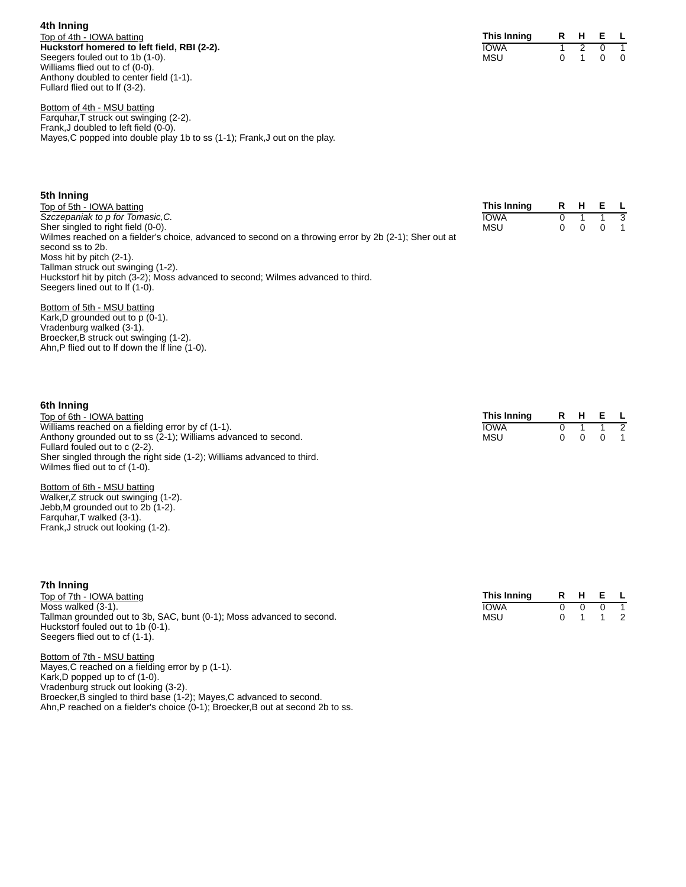### 4th Inning

Top of 4th - IOWA batting

**Huckstorf homered to left field, RBI (2-2).**
Seegers fouled out to 1b (1-0).
Williams flied out to cf (0-0).
Anthony doubled to center field (1-1).
Fullard flied out to lf (3-2).

Bottom of 4th - MSU batting

Farquhar,T struck out swinging (2-2).
Frank,J doubled to left field (0-0).
Mayes,C popped into double play 1b to ss (1-1); Frank,J out on the play.

| This Inning | R | H | E | L |
|---|---|---|---|---|
| IOWA | 1 | 2 | 0 | 1 |
| MSU | 0 | 1 | 0 | 0 |

### 5th Inning

Top of 5th - IOWA batting

*Szczepaniak to p for Tomasic,C.*
Sher singled to right field (0-0).
Wilmes reached on a fielder's choice, advanced to second on a throwing error by 2b (2-1); Sher out at second ss to 2b.
Moss hit by pitch (2-1).
Tallman struck out swinging (1-2).
Huckstorf hit by pitch (3-2); Moss advanced to second; Wilmes advanced to third.
Seegers lined out to lf (1-0).

Bottom of 5th - MSU batting

Kark,D grounded out to p (0-1).
Vradenburg walked (3-1).
Broecker,B struck out swinging (1-2).
Ahn,P flied out to lf down the lf line (1-0).

| This Inning | R | H | E | L |
|---|---|---|---|---|
| IOWA | 0 | 1 | 1 | 3 |
| MSU | 0 | 0 | 0 | 1 |

### 6th Inning

Top of 6th - IOWA batting

Williams reached on a fielding error by cf (1-1).
Anthony grounded out to ss (2-1); Williams advanced to second.
Fullard fouled out to c (2-2).
Sher singled through the right side (1-2); Williams advanced to third.
Wilmes flied out to cf (1-0).

Bottom of 6th - MSU batting

Walker,Z struck out swinging (1-2).
Jebb,M grounded out to 2b (1-2).
Farquhar,T walked (3-1).
Frank,J struck out looking (1-2).

| This Inning | R | H | E | L |
|---|---|---|---|---|
| IOWA | 0 | 1 | 1 | 2 |
| MSU | 0 | 0 | 0 | 1 |

### 7th Inning

Top of 7th - IOWA batting

Moss walked (3-1).
Tallman grounded out to 3b, SAC, bunt (0-1); Moss advanced to second.
Huckstorf fouled out to 1b (0-1).
Seegers flied out to cf (1-1).

Bottom of 7th - MSU batting

Mayes,C reached on a fielding error by p (1-1).
Kark,D popped up to cf (1-0).
Vradenburg struck out looking (3-2).
Broecker,B singled to third base (1-2); Mayes,C advanced to second.
Ahn,P reached on a fielder's choice (0-1); Broecker,B out at second 2b to ss.

| This Inning | R | H | E | L |
|---|---|---|---|---|
| IOWA | 0 | 0 | 0 | 1 |
| MSU | 0 | 1 | 1 | 2 |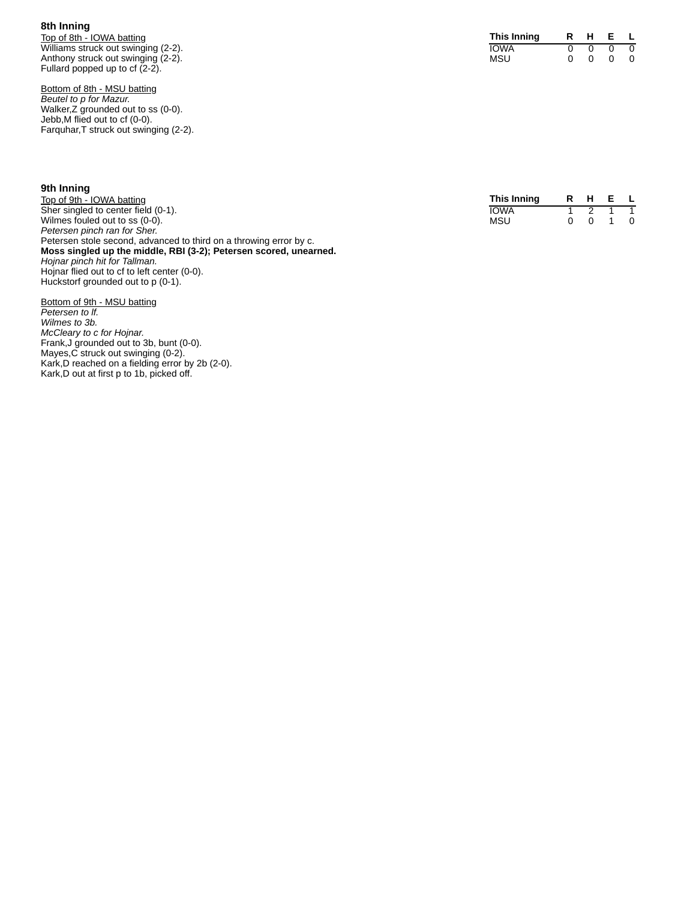## 8th Inning

Top of 8th - IOWA batting

Williams struck out swinging (2-2).
Anthony struck out swinging (2-2).
Fullard popped up to cf (2-2).

| This Inning | R | H | E | L |
| --- | --- | --- | --- | --- |
| IOWA | 0 | 0 | 0 | 0 |
| MSU | 0 | 0 | 0 | 0 |

Bottom of 8th - MSU batting

*Beutel to p for Mazur.*
Walker,Z grounded out to ss (0-0).
Jebb,M flied out to cf (0-0).
Farquhar,T struck out swinging (2-2).

## 9th Inning

Top of 9th - IOWA batting

Sher singled to center field (0-1).
Wilmes fouled out to ss (0-0).
*Petersen pinch ran for Sher.*
Petersen stole second, advanced to third on a throwing error by c.
**Moss singled up the middle, RBI (3-2); Petersen scored, unearned.**
*Hojnar pinch hit for Tallman.*
Hojnar flied out to cf to left center (0-0).
Huckstorf grounded out to p (0-1).

| This Inning | R | H | E | L |
| --- | --- | --- | --- | --- |
| IOWA | 1 | 2 | 1 | 1 |
| MSU | 0 | 0 | 1 | 0 |

Bottom of 9th - MSU batting

*Petersen to lf.*
*Wilmes to 3b.*
*McCleary to c for Hojnar.*
Frank,J grounded out to 3b, bunt (0-0).
Mayes,C struck out swinging (0-2).
Kark,D reached on a fielding error by 2b (2-0).
Kark,D out at first p to 1b, picked off.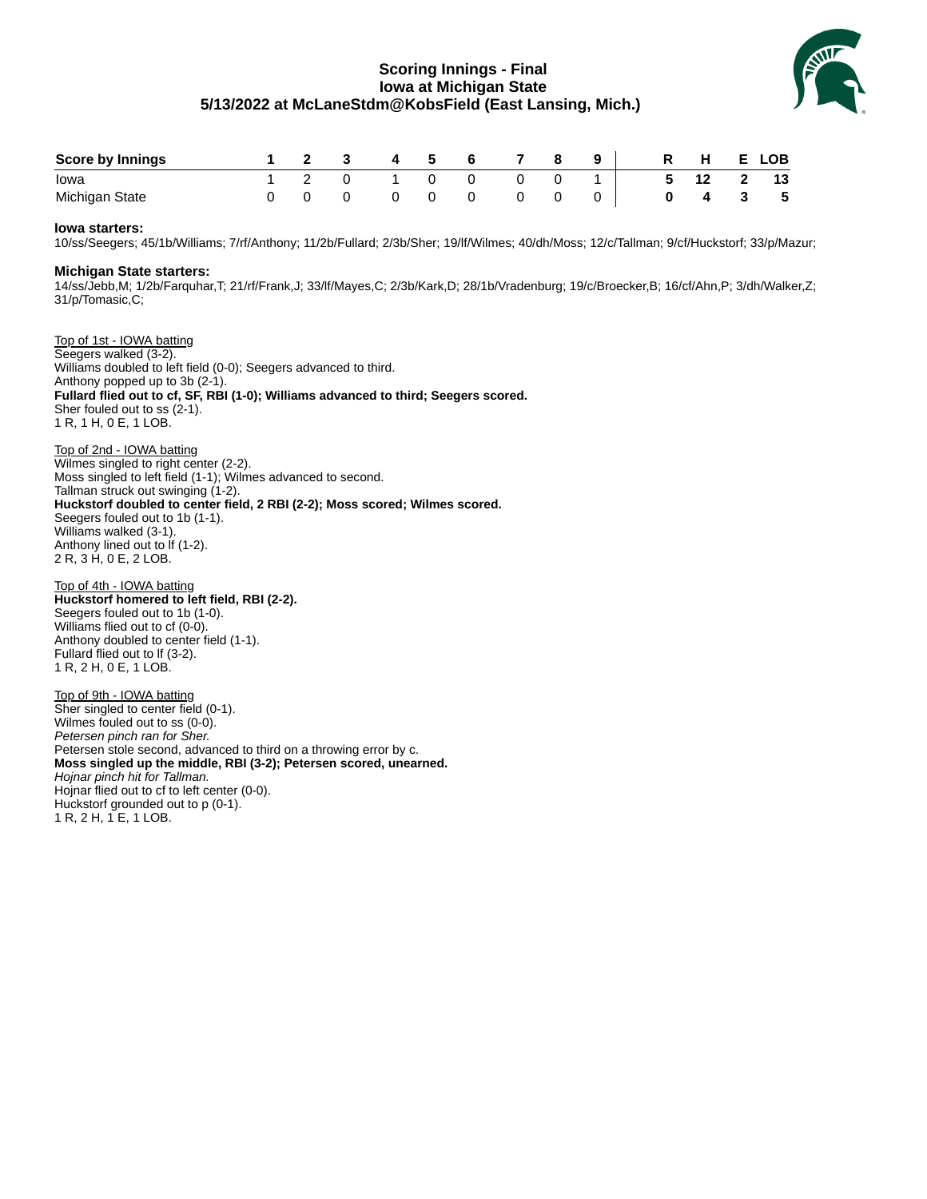# Scoring Innings - Final
## Iowa at Michigan State
## 5/13/2022 at McLaneStdm@KobsField (East Lansing, Mich.)

| Score by Innings | 1 | 2 | 3 | 4 | 5 | 6 | 7 | 8 | 9 | R | H | E | LOB |
|---|---|---|---|---|---|---|---|---|---|---|---|---|---|
| Iowa | 1 | 2 | 0 | 1 | 0 | 0 | 0 | 0 | 1 | 5 | 12 | 2 | 13 |
| Michigan State | 0 | 0 | 0 | 0 | 0 | 0 | 0 | 0 | 0 | 0 | 4 | 3 | 5 |

**Iowa starters:**
10/ss/Seegers; 45/1b/Williams; 7/rf/Anthony; 11/2b/Fullard; 2/3b/Sher; 19/lf/Wilmes; 40/dh/Moss; 12/c/Tallman; 9/cf/Huckstorf; 33/p/Mazur;

**Michigan State starters:**
14/ss/Jebb,M; 1/2b/Farquhar,T; 21/rf/Frank,J; 33/lf/Mayes,C; 2/3b/Kark,D; 28/1b/Vradenburg; 19/c/Broecker,B; 16/cf/Ahn,P; 3/dh/Walker,Z; 31/p/Tomasic,C;

Top of 1st - IOWA batting
Seegers walked (3-2).
Williams doubled to left field (0-0); Seegers advanced to third.
Anthony popped up to 3b (2-1).
**Fullard flied out to cf, SF, RBI (1-0); Williams advanced to third; Seegers scored.**
Sher fouled out to ss (2-1).
1 R, 1 H, 0 E, 1 LOB.

Top of 2nd - IOWA batting
Wilmes singled to right center (2-2).
Moss singled to left field (1-1); Wilmes advanced to second.
Tallman struck out swinging (1-2).
**Huckstorf doubled to center field, 2 RBI (2-2); Moss scored; Wilmes scored.**
Seegers fouled out to 1b (1-1).
Williams walked (3-1).
Anthony lined out to lf (1-2).
2 R, 3 H, 0 E, 2 LOB.

Top of 4th - IOWA batting
**Huckstorf homered to left field, RBI (2-2).**
Seegers fouled out to 1b (1-0).
Williams flied out to cf (0-0).
Anthony doubled to center field (1-1).
Fullard flied out to lf (3-2).
1 R, 2 H, 0 E, 1 LOB.

Top of 9th - IOWA batting
Sher singled to center field (0-1).
Wilmes fouled out to ss (0-0).
*Petersen pinch ran for Sher.*
Petersen stole second, advanced to third on a throwing error by c.
**Moss singled up the middle, RBI (3-2); Petersen scored, unearned.**
*Hojnar pinch hit for Tallman.*
Hojnar flied out to cf to left center (0-0).
Huckstorf grounded out to p (0-1).
1 R, 2 H, 1 E, 1 LOB.